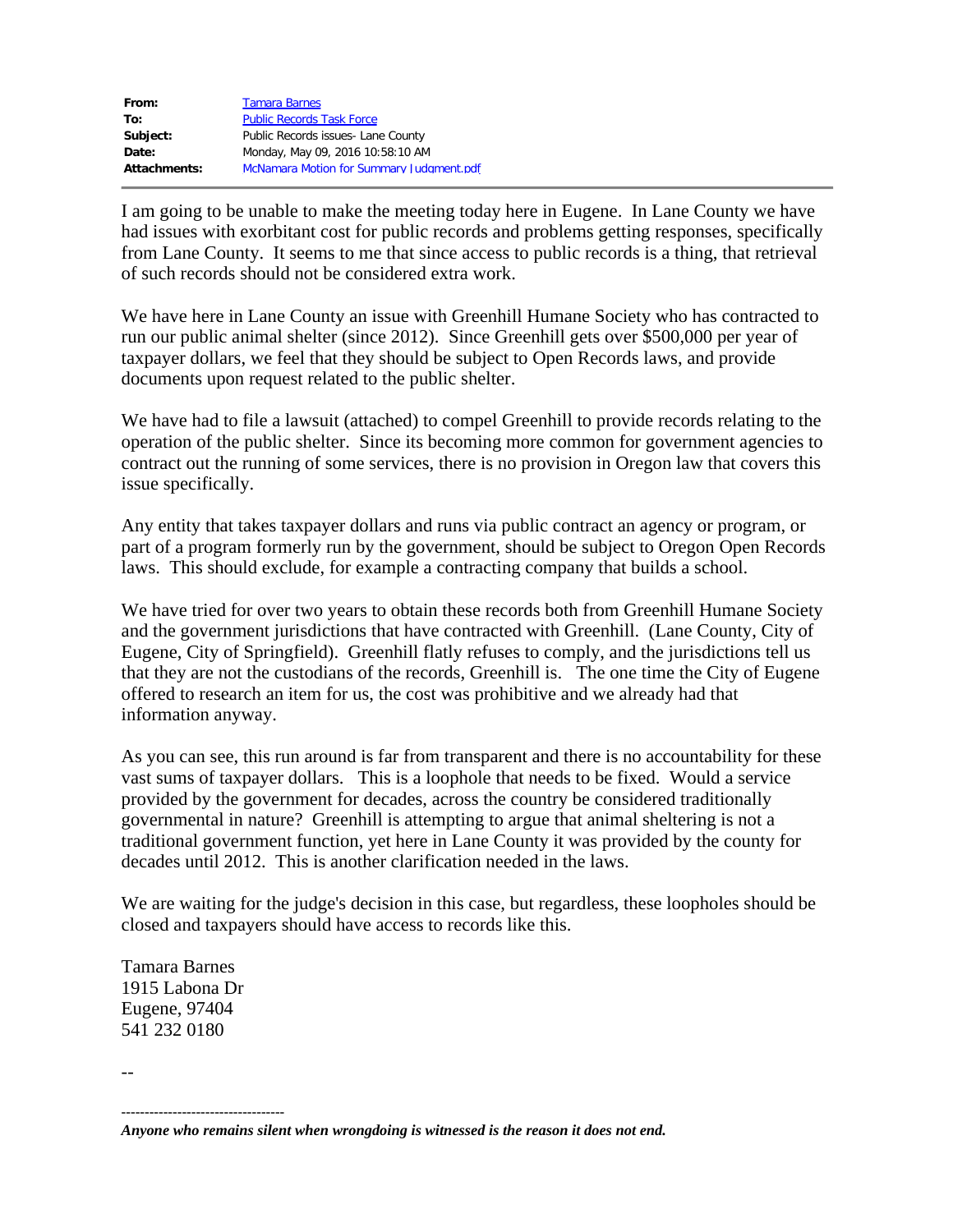| | |
|---|---|
| **From:** | Tamara Barnes |
| **To:** | Public Records Task Force |
| **Subject:** | Public Records issues- Lane County |
| **Date:** | Monday, May 09, 2016 10:58:10 AM |
| **Attachments:** | McNamara Motion for Summary Judgment.pdf |

I am going to be unable to make the meeting today here in Eugene. In Lane County we have had issues with exorbitant cost for public records and problems getting responses, specifically from Lane County. It seems to me that since access to public records is a thing, that retrieval of such records should not be considered extra work.

We have here in Lane County an issue with Greenhill Humane Society who has contracted to run our public animal shelter (since 2012). Since Greenhill gets over $500,000 per year of taxpayer dollars, we feel that they should be subject to Open Records laws, and provide documents upon request related to the public shelter.

We have had to file a lawsuit (attached) to compel Greenhill to provide records relating to the operation of the public shelter. Since its becoming more common for government agencies to contract out the running of some services, there is no provision in Oregon law that covers this issue specifically.

Any entity that takes taxpayer dollars and runs via public contract an agency or program, or part of a program formerly run by the government, should be subject to Oregon Open Records laws. This should exclude, for example a contracting company that builds a school.

We have tried for over two years to obtain these records both from Greenhill Humane Society and the government jurisdictions that have contracted with Greenhill. (Lane County, City of Eugene, City of Springfield). Greenhill flatly refuses to comply, and the jurisdictions tell us that they are not the custodians of the records, Greenhill is. The one time the City of Eugene offered to research an item for us, the cost was prohibitive and we already had that information anyway.

As you can see, this run around is far from transparent and there is no accountability for these vast sums of taxpayer dollars. This is a loophole that needs to be fixed. Would a service provided by the government for decades, across the country be considered traditionally governmental in nature? Greenhill is attempting to argue that animal sheltering is not a traditional government function, yet here in Lane County it was provided by the county for decades until 2012. This is another clarification needed in the laws.

We are waiting for the judge's decision in this case, but regardless, these loopholes should be closed and taxpayers should have access to records like this.

Tamara Barnes
1915 Labona Dr
Eugene, 97404
541 232 0180

--

-----------------------------------

***Anyone who remains silent when wrongdoing is witnessed is the reason it does not end.***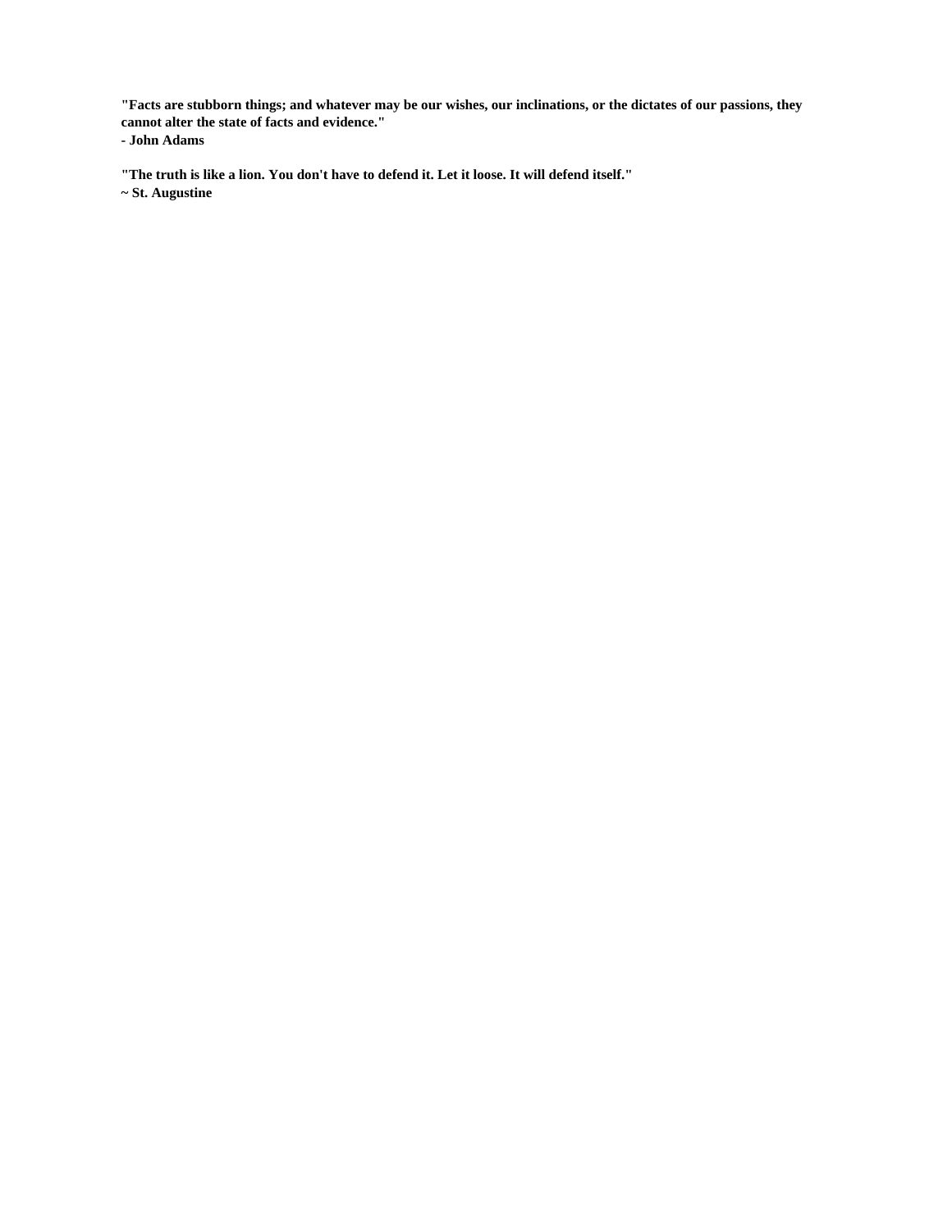**"Facts are stubborn things; and whatever may be our wishes, our inclinations, or the dictates of our passions, they cannot alter the state of facts and evidence."**
**- John Adams**

**"The truth is like a lion. You don't have to defend it. Let it loose. It will defend itself."**
**~ St. Augustine**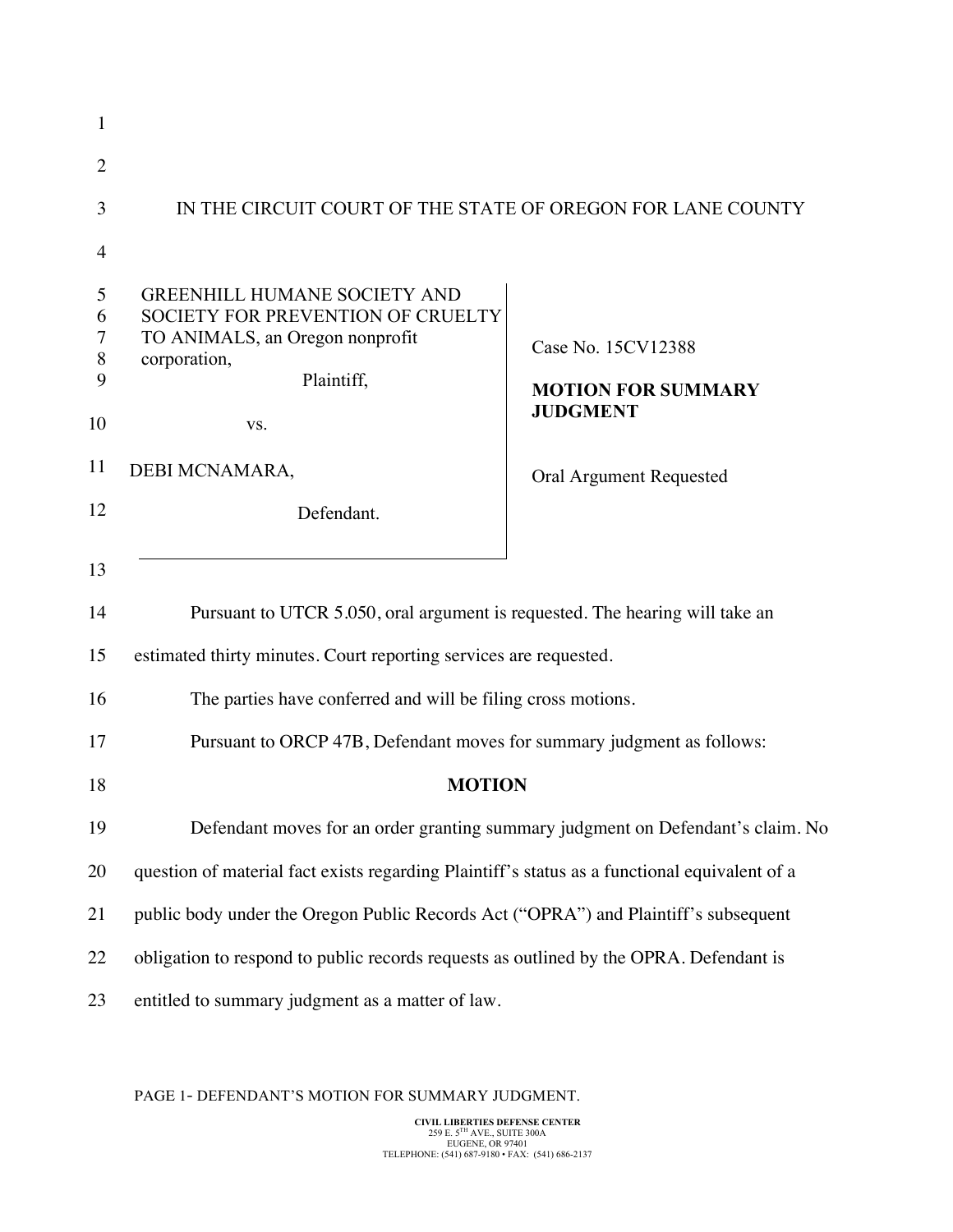IN THE CIRCUIT COURT OF THE STATE OF OREGON FOR LANE COUNTY

| | |
|---|---|
| GREENHILL HUMANE SOCIETY AND SOCIETY FOR PREVENTION OF CRUELTY TO ANIMALS, an Oregon nonprofit corporation,<br>Plaintiff,<br>vs.<br>DEBI MCNAMARA,<br>Defendant. | Case No. 15CV12388<br>**MOTION FOR SUMMARY JUDGMENT**<br>Oral Argument Requested |

Pursuant to UTCR 5.050, oral argument is requested. The hearing will take an estimated thirty minutes. Court reporting services are requested.

The parties have conferred and will be filing cross motions.

Pursuant to ORCP 47B, Defendant moves for summary judgment as follows:

**MOTION**

Defendant moves for an order granting summary judgment on Defendant's claim. No question of material fact exists regarding Plaintiff's status as a functional equivalent of a public body under the Oregon Public Records Act ("OPRA") and Plaintiff's subsequent obligation to respond to public records requests as outlined by the OPRA. Defendant is entitled to summary judgment as a matter of law.

PAGE 1- DEFENDANT'S MOTION FOR SUMMARY JUDGMENT.

CIVIL LIBERTIES DEFENSE CENTER
259 E. 5TH AVE., SUITE 300A
EUGENE, OR 97401
TELEPHONE: (541) 687-9180 • FAX: (541) 686-2137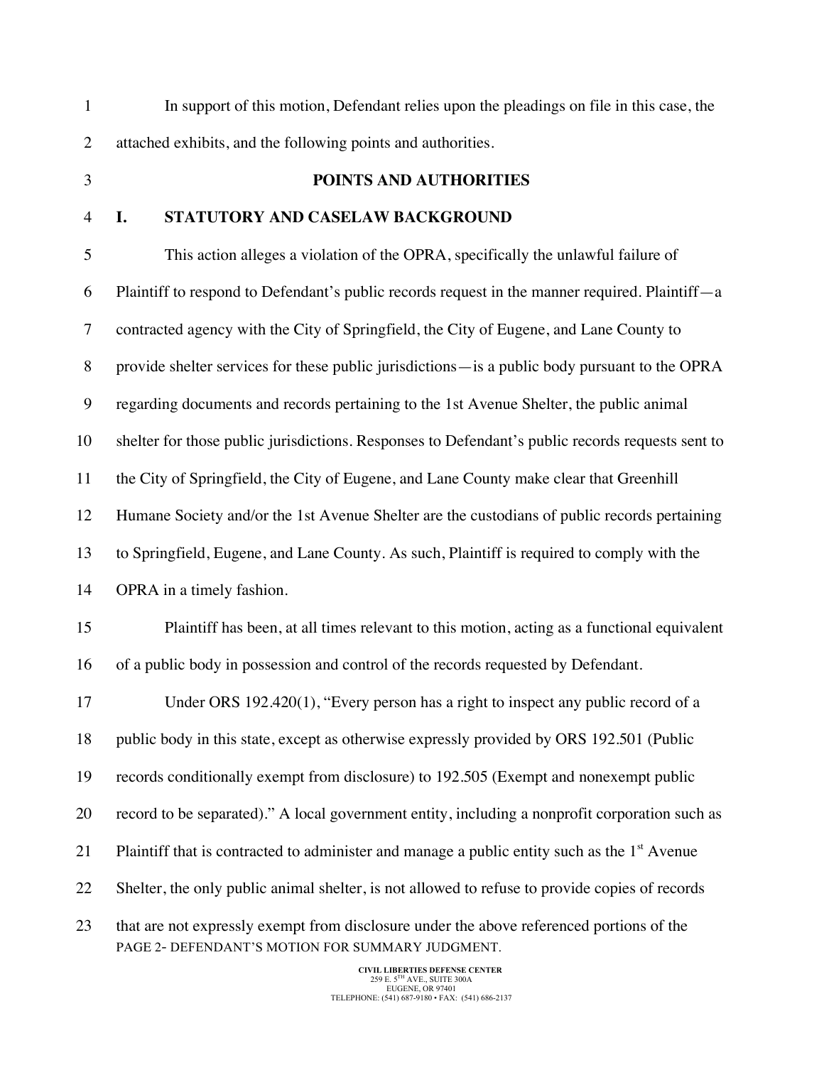In support of this motion, Defendant relies upon the pleadings on file in this case, the attached exhibits, and the following points and authorities.

## POINTS AND AUTHORITIES

### I. STATUTORY AND CASELAW BACKGROUND

This action alleges a violation of the OPRA, specifically the unlawful failure of Plaintiff to respond to Defendant's public records request in the manner required. Plaintiff—a contracted agency with the City of Springfield, the City of Eugene, and Lane County to provide shelter services for these public jurisdictions—is a public body pursuant to the OPRA regarding documents and records pertaining to the 1st Avenue Shelter, the public animal shelter for those public jurisdictions. Responses to Defendant's public records requests sent to the City of Springfield, the City of Eugene, and Lane County make clear that Greenhill Humane Society and/or the 1st Avenue Shelter are the custodians of public records pertaining to Springfield, Eugene, and Lane County. As such, Plaintiff is required to comply with the OPRA in a timely fashion.

Plaintiff has been, at all times relevant to this motion, acting as a functional equivalent of a public body in possession and control of the records requested by Defendant.

Under ORS 192.420(1), "Every person has a right to inspect any public record of a public body in this state, except as otherwise expressly provided by ORS 192.501 (Public records conditionally exempt from disclosure) to 192.505 (Exempt and nonexempt public record to be separated)." A local government entity, including a nonprofit corporation such as Plaintiff that is contracted to administer and manage a public entity such as the 1st Avenue Shelter, the only public animal shelter, is not allowed to refuse to provide copies of records that are not expressly exempt from disclosure under the above referenced portions of the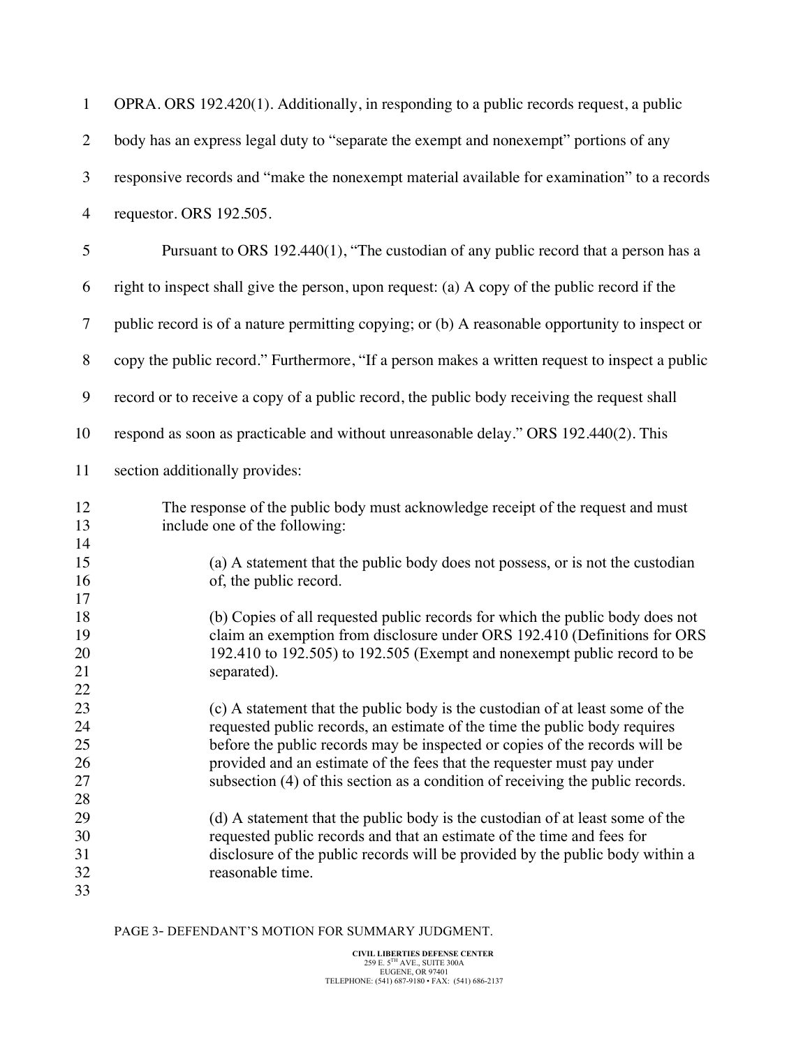OPRA. ORS 192.420(1). Additionally, in responding to a public records request, a public body has an express legal duty to "separate the exempt and nonexempt" portions of any responsive records and "make the nonexempt material available for examination" to a records requestor. ORS 192.505.

Pursuant to ORS 192.440(1), "The custodian of any public record that a person has a right to inspect shall give the person, upon request: (a) A copy of the public record if the public record is of a nature permitting copying; or (b) A reasonable opportunity to inspect or copy the public record." Furthermore, "If a person makes a written request to inspect a public record or to receive a copy of a public record, the public body receiving the request shall respond as soon as practicable and without unreasonable delay." ORS 192.440(2). This section additionally provides:

> The response of the public body must acknowledge receipt of the request and must include one of the following:
>
> > (a) A statement that the public body does not possess, or is not the custodian of, the public record.
> >
> > (b) Copies of all requested public records for which the public body does not claim an exemption from disclosure under ORS 192.410 (Definitions for ORS 192.410 to 192.505) to 192.505 (Exempt and nonexempt public record to be separated).
> >
> > (c) A statement that the public body is the custodian of at least some of the requested public records, an estimate of the time the public body requires before the public records may be inspected or copies of the records will be provided and an estimate of the fees that the requester must pay under subsection (4) of this section as a condition of receiving the public records.
> >
> > (d) A statement that the public body is the custodian of at least some of the requested public records and that an estimate of the time and fees for disclosure of the public records will be provided by the public body within a reasonable time.

PAGE 3- DEFENDANT'S MOTION FOR SUMMARY JUDGMENT.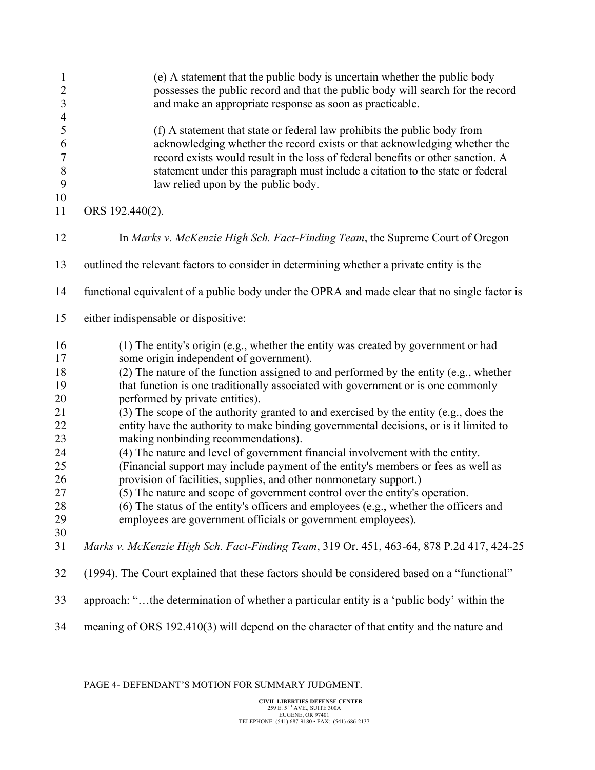> (e) A statement that the public body is uncertain whether the public body possesses the public record and that the public body will search for the record and make an appropriate response as soon as practicable.
>
> (f) A statement that state or federal law prohibits the public body from acknowledging whether the record exists or that acknowledging whether the record exists would result in the loss of federal benefits or other sanction. A statement under this paragraph must include a citation to the state or federal law relied upon by the public body.

ORS 192.440(2).

In *Marks v. McKenzie High Sch. Fact-Finding Team*, the Supreme Court of Oregon outlined the relevant factors to consider in determining whether a private entity is the functional equivalent of a public body under the OPRA and made clear that no single factor is either indispensable or dispositive:

> (1) The entity's origin (e.g., whether the entity was created by government or had some origin independent of government).
> (2) The nature of the function assigned to and performed by the entity (e.g., whether that function is one traditionally associated with government or is one commonly performed by private entities).
> (3) The scope of the authority granted to and exercised by the entity (e.g., does the entity have the authority to make binding governmental decisions, or is it limited to making nonbinding recommendations).
> (4) The nature and level of government financial involvement with the entity. (Financial support may include payment of the entity's members or fees as well as provision of facilities, supplies, and other nonmonetary support.)
> (5) The nature and scope of government control over the entity's operation.
> (6) The status of the entity's officers and employees (e.g., whether the officers and employees are government officials or government employees).

*Marks v. McKenzie High Sch. Fact-Finding Team*, 319 Or. 451, 463-64, 878 P.2d 417, 424-25 (1994). The Court explained that these factors should be considered based on a "functional" approach: "…the determination of whether a particular entity is a 'public body' within the meaning of ORS 192.410(3) will depend on the character of that entity and the nature and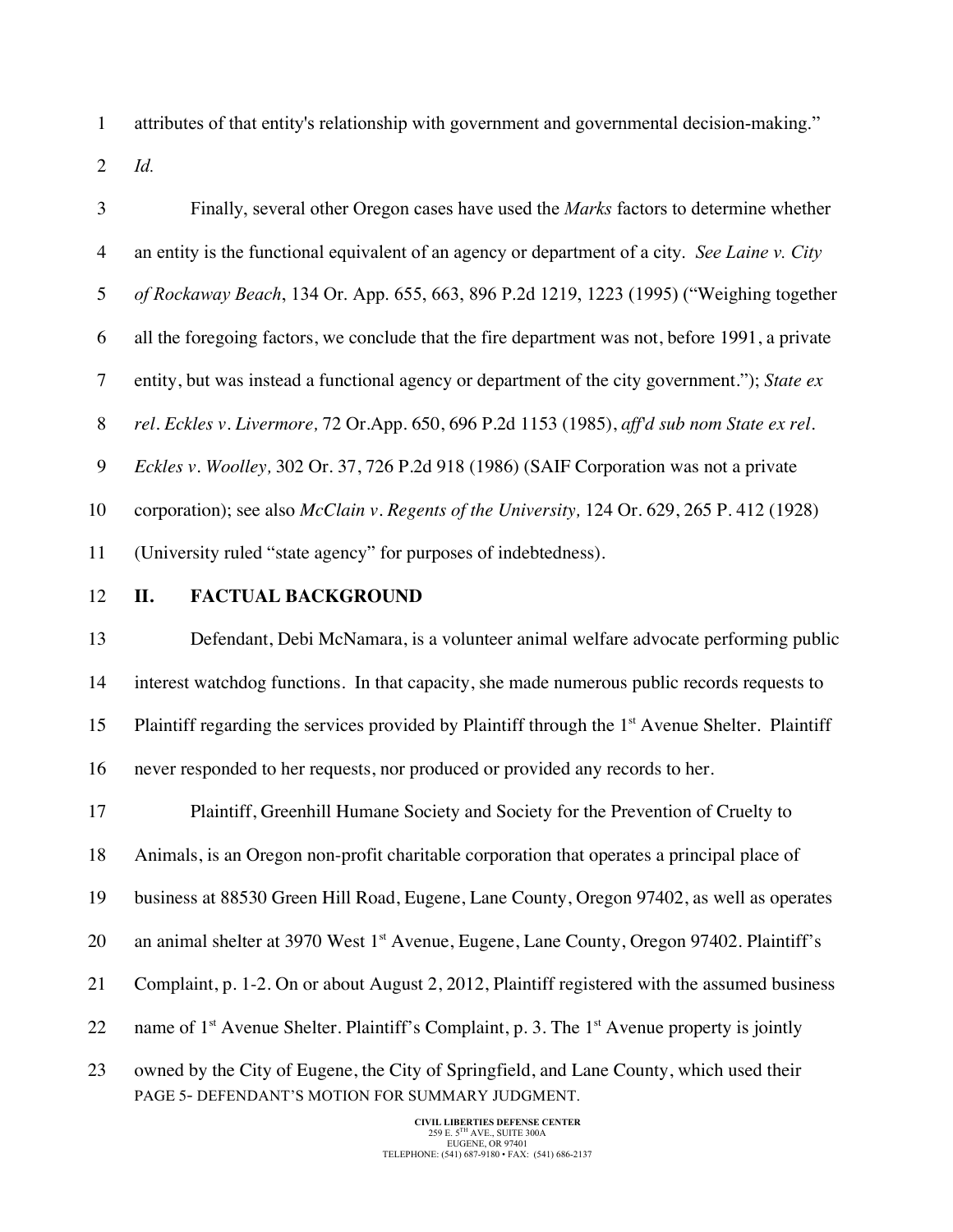attributes of that entity's relationship with government and governmental decision-making." *Id.*

Finally, several other Oregon cases have used the *Marks* factors to determine whether an entity is the functional equivalent of an agency or department of a city. *See Laine v. City of Rockaway Beach*, 134 Or. App. 655, 663, 896 P.2d 1219, 1223 (1995) ("Weighing together all the foregoing factors, we conclude that the fire department was not, before 1991, a private entity, but was instead a functional agency or department of the city government."); *State ex rel. Eckles v. Livermore,* 72 Or.App. 650, 696 P.2d 1153 (1985), *aff'd sub nom State ex rel. Eckles v. Woolley,* 302 Or. 37, 726 P.2d 918 (1986) (SAIF Corporation was not a private corporation); see also *McClain v. Regents of the University,* 124 Or. 629, 265 P. 412 (1928) (University ruled "state agency" for purposes of indebtedness).

## II. FACTUAL BACKGROUND

Defendant, Debi McNamara, is a volunteer animal welfare advocate performing public interest watchdog functions. In that capacity, she made numerous public records requests to Plaintiff regarding the services provided by Plaintiff through the 1st Avenue Shelter. Plaintiff never responded to her requests, nor produced or provided any records to her.

Plaintiff, Greenhill Humane Society and Society for the Prevention of Cruelty to Animals, is an Oregon non-profit charitable corporation that operates a principal place of business at 88530 Green Hill Road, Eugene, Lane County, Oregon 97402, as well as operates an animal shelter at 3970 West 1st Avenue, Eugene, Lane County, Oregon 97402. Plaintiff's Complaint, p. 1-2. On or about August 2, 2012, Plaintiff registered with the assumed business name of 1st Avenue Shelter. Plaintiff's Complaint, p. 3. The 1st Avenue property is jointly owned by the City of Eugene, the City of Springfield, and Lane County, which used their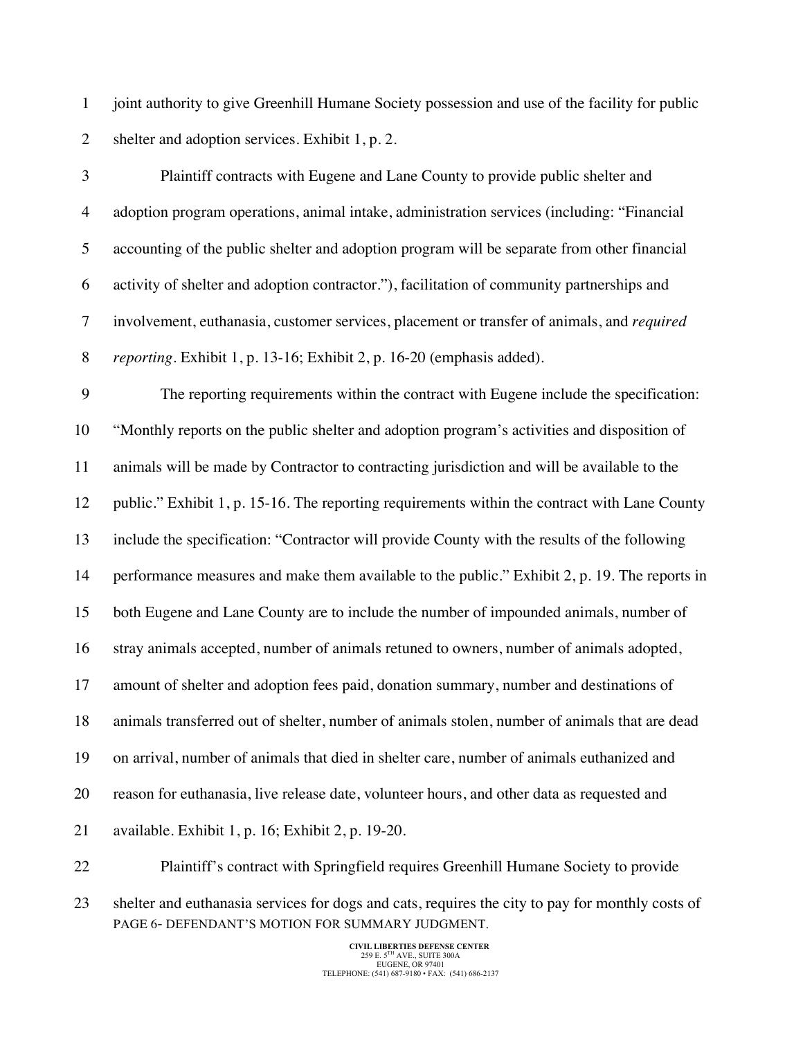joint authority to give Greenhill Humane Society possession and use of the facility for public shelter and adoption services. Exhibit 1, p. 2.

Plaintiff contracts with Eugene and Lane County to provide public shelter and adoption program operations, animal intake, administration services (including: "Financial accounting of the public shelter and adoption program will be separate from other financial activity of shelter and adoption contractor."), facilitation of community partnerships and involvement, euthanasia, customer services, placement or transfer of animals, and *required reporting*. Exhibit 1, p. 13-16; Exhibit 2, p. 16-20 (emphasis added).

The reporting requirements within the contract with Eugene include the specification: "Monthly reports on the public shelter and adoption program's activities and disposition of animals will be made by Contractor to contracting jurisdiction and will be available to the public." Exhibit 1, p. 15-16. The reporting requirements within the contract with Lane County include the specification: "Contractor will provide County with the results of the following performance measures and make them available to the public." Exhibit 2, p. 19. The reports in both Eugene and Lane County are to include the number of impounded animals, number of stray animals accepted, number of animals retuned to owners, number of animals adopted, amount of shelter and adoption fees paid, donation summary, number and destinations of animals transferred out of shelter, number of animals stolen, number of animals that are dead on arrival, number of animals that died in shelter care, number of animals euthanized and reason for euthanasia, live release date, volunteer hours, and other data as requested and available. Exhibit 1, p. 16; Exhibit 2, p. 19-20.

Plaintiff's contract with Springfield requires Greenhill Humane Society to provide shelter and euthanasia services for dogs and cats, requires the city to pay for monthly costs of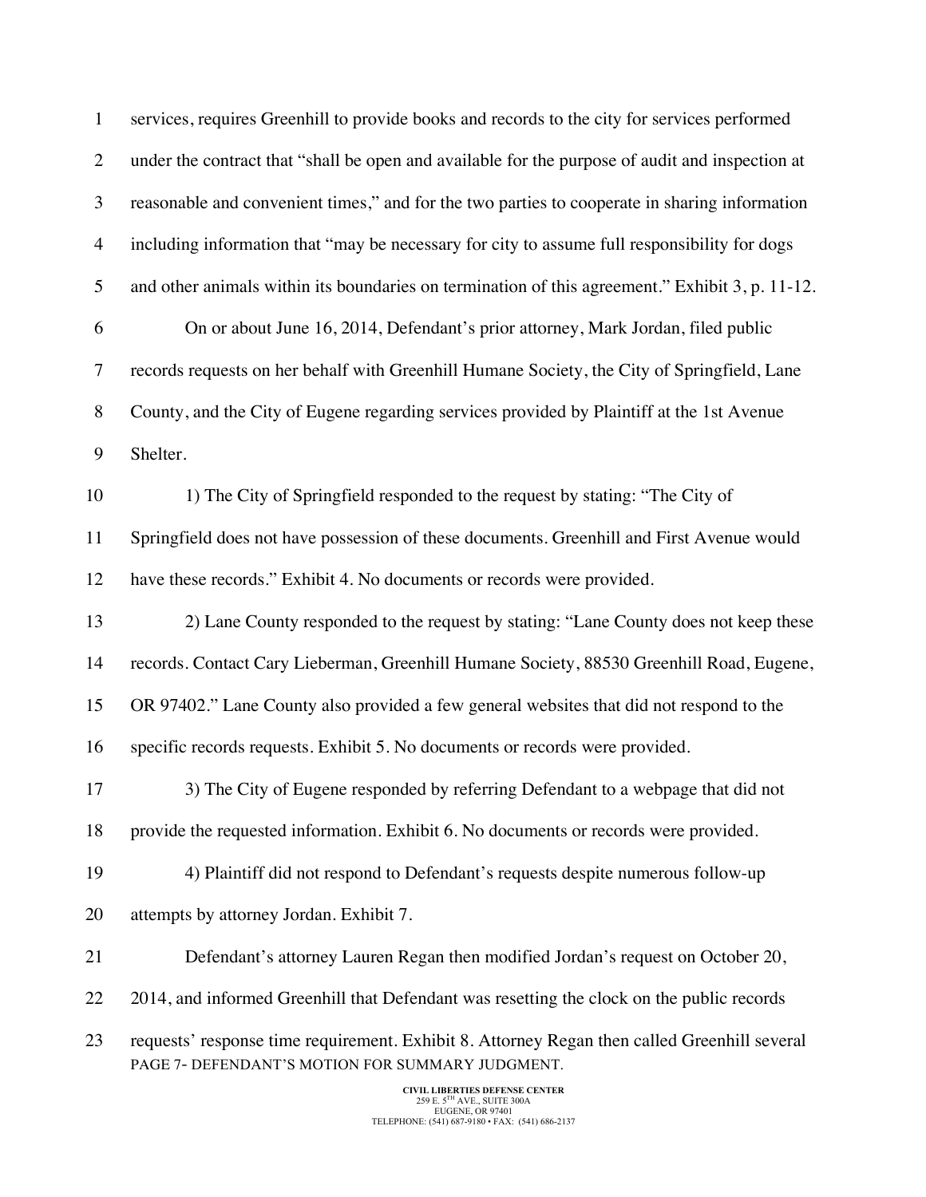services, requires Greenhill to provide books and records to the city for services performed under the contract that "shall be open and available for the purpose of audit and inspection at reasonable and convenient times," and for the two parties to cooperate in sharing information including information that "may be necessary for city to assume full responsibility for dogs and other animals within its boundaries on termination of this agreement." Exhibit 3, p. 11-12.

On or about June 16, 2014, Defendant's prior attorney, Mark Jordan, filed public records requests on her behalf with Greenhill Humane Society, the City of Springfield, Lane County, and the City of Eugene regarding services provided by Plaintiff at the 1st Avenue Shelter.

1) The City of Springfield responded to the request by stating: "The City of Springfield does not have possession of these documents. Greenhill and First Avenue would have these records." Exhibit 4. No documents or records were provided.

2) Lane County responded to the request by stating: "Lane County does not keep these records. Contact Cary Lieberman, Greenhill Humane Society, 88530 Greenhill Road, Eugene, OR 97402." Lane County also provided a few general websites that did not respond to the specific records requests. Exhibit 5. No documents or records were provided.

3) The City of Eugene responded by referring Defendant to a webpage that did not provide the requested information. Exhibit 6. No documents or records were provided.

4) Plaintiff did not respond to Defendant's requests despite numerous follow-up attempts by attorney Jordan. Exhibit 7.

Defendant's attorney Lauren Regan then modified Jordan's request on October 20, 2014, and informed Greenhill that Defendant was resetting the clock on the public records requests' response time requirement. Exhibit 8. Attorney Regan then called Greenhill several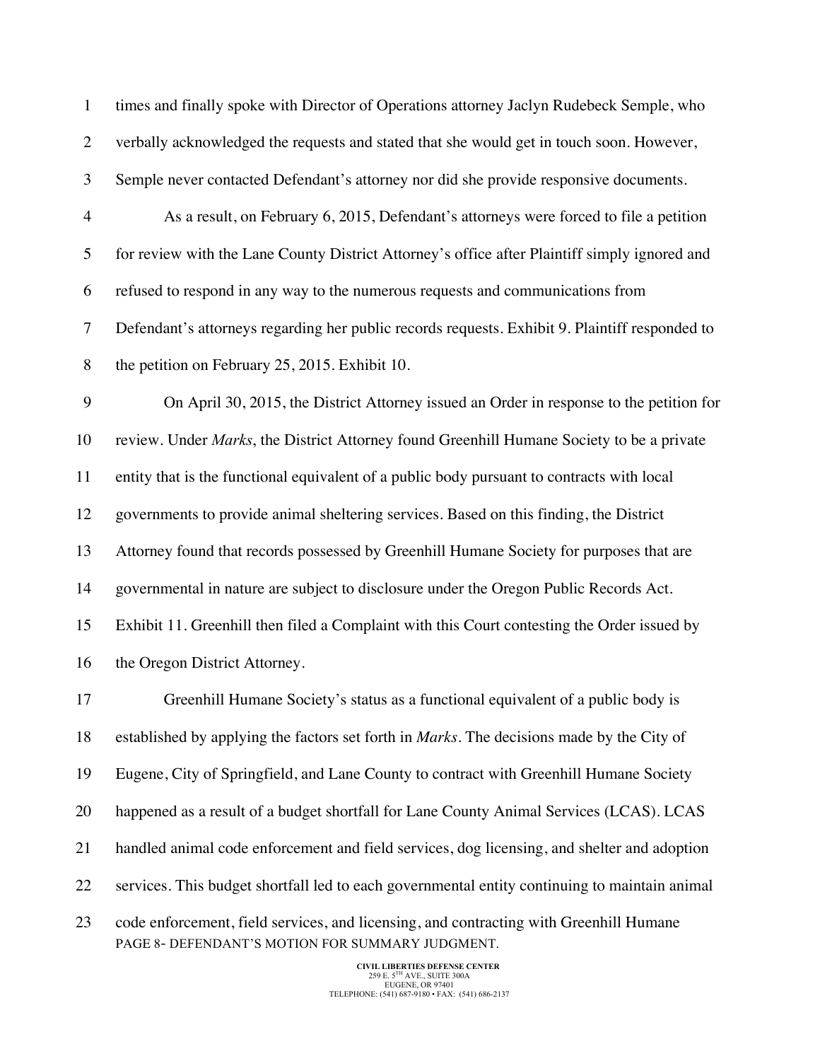times and finally spoke with Director of Operations attorney Jaclyn Rudebeck Semple, who verbally acknowledged the requests and stated that she would get in touch soon. However, Semple never contacted Defendant's attorney nor did she provide responsive documents.

As a result, on February 6, 2015, Defendant's attorneys were forced to file a petition for review with the Lane County District Attorney's office after Plaintiff simply ignored and refused to respond in any way to the numerous requests and communications from Defendant's attorneys regarding her public records requests. Exhibit 9. Plaintiff responded to the petition on February 25, 2015. Exhibit 10.

On April 30, 2015, the District Attorney issued an Order in response to the petition for review. Under *Marks*, the District Attorney found Greenhill Humane Society to be a private entity that is the functional equivalent of a public body pursuant to contracts with local governments to provide animal sheltering services. Based on this finding, the District Attorney found that records possessed by Greenhill Humane Society for purposes that are governmental in nature are subject to disclosure under the Oregon Public Records Act. Exhibit 11. Greenhill then filed a Complaint with this Court contesting the Order issued by the Oregon District Attorney.

Greenhill Humane Society's status as a functional equivalent of a public body is established by applying the factors set forth in *Marks*. The decisions made by the City of Eugene, City of Springfield, and Lane County to contract with Greenhill Humane Society happened as a result of a budget shortfall for Lane County Animal Services (LCAS). LCAS handled animal code enforcement and field services, dog licensing, and shelter and adoption services. This budget shortfall led to each governmental entity continuing to maintain animal code enforcement, field services, and licensing, and contracting with Greenhill Humane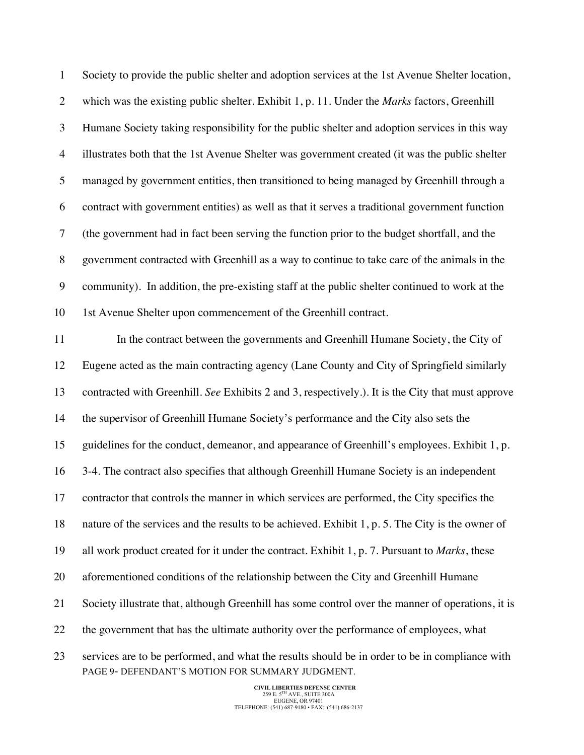Society to provide the public shelter and adoption services at the 1st Avenue Shelter location, which was the existing public shelter. Exhibit 1, p. 11. Under the *Marks* factors, Greenhill Humane Society taking responsibility for the public shelter and adoption services in this way illustrates both that the 1st Avenue Shelter was government created (it was the public shelter managed by government entities, then transitioned to being managed by Greenhill through a contract with government entities) as well as that it serves a traditional government function (the government had in fact been serving the function prior to the budget shortfall, and the government contracted with Greenhill as a way to continue to take care of the animals in the community). In addition, the pre-existing staff at the public shelter continued to work at the 1st Avenue Shelter upon commencement of the Greenhill contract.

In the contract between the governments and Greenhill Humane Society, the City of Eugene acted as the main contracting agency (Lane County and City of Springfield similarly contracted with Greenhill. *See* Exhibits 2 and 3, respectively.). It is the City that must approve the supervisor of Greenhill Humane Society's performance and the City also sets the guidelines for the conduct, demeanor, and appearance of Greenhill's employees. Exhibit 1, p. 3-4. The contract also specifies that although Greenhill Humane Society is an independent contractor that controls the manner in which services are performed, the City specifies the nature of the services and the results to be achieved. Exhibit 1, p. 5. The City is the owner of all work product created for it under the contract. Exhibit 1, p. 7. Pursuant to *Marks*, these aforementioned conditions of the relationship between the City and Greenhill Humane Society illustrate that, although Greenhill has some control over the manner of operations, it is the government that has the ultimate authority over the performance of employees, what services are to be performed, and what the results should be in order to be in compliance with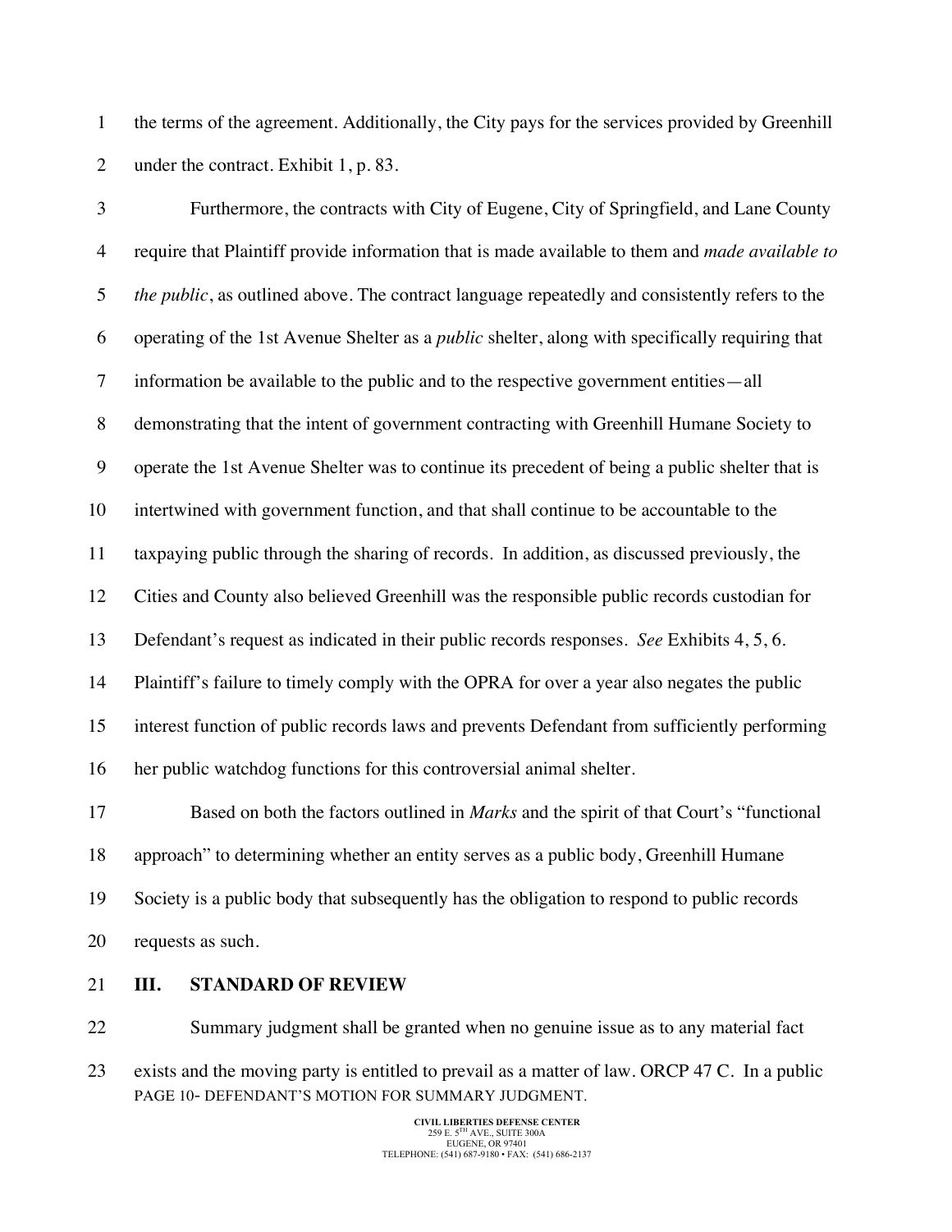the terms of the agreement. Additionally, the City pays for the services provided by Greenhill under the contract. Exhibit 1, p. 83.

Furthermore, the contracts with City of Eugene, City of Springfield, and Lane County require that Plaintiff provide information that is made available to them and *made available to the public*, as outlined above. The contract language repeatedly and consistently refers to the operating of the 1st Avenue Shelter as a *public* shelter, along with specifically requiring that information be available to the public and to the respective government entities—all demonstrating that the intent of government contracting with Greenhill Humane Society to operate the 1st Avenue Shelter was to continue its precedent of being a public shelter that is intertwined with government function, and that shall continue to be accountable to the taxpaying public through the sharing of records. In addition, as discussed previously, the Cities and County also believed Greenhill was the responsible public records custodian for Defendant's request as indicated in their public records responses. *See* Exhibits 4, 5, 6. Plaintiff's failure to timely comply with the OPRA for over a year also negates the public interest function of public records laws and prevents Defendant from sufficiently performing her public watchdog functions for this controversial animal shelter.

Based on both the factors outlined in *Marks* and the spirit of that Court's "functional approach" to determining whether an entity serves as a public body, Greenhill Humane Society is a public body that subsequently has the obligation to respond to public records requests as such.

## III. STANDARD OF REVIEW

Summary judgment shall be granted when no genuine issue as to any material fact exists and the moving party is entitled to prevail as a matter of law. ORCP 47 C. In a public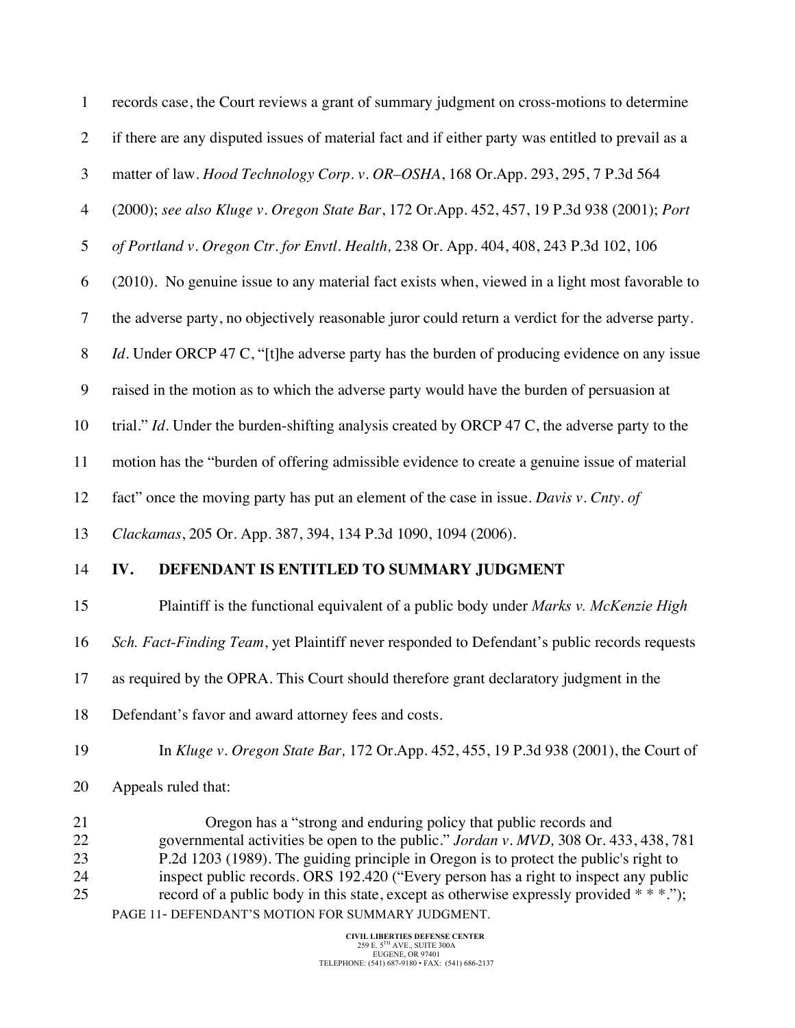records case, the Court reviews a grant of summary judgment on cross-motions to determine if there are any disputed issues of material fact and if either party was entitled to prevail as a matter of law. *Hood Technology Corp. v. OR–OSHA*, 168 Or.App. 293, 295, 7 P.3d 564 (2000); *see also Kluge v. Oregon State Bar*, 172 Or.App. 452, 457, 19 P.3d 938 (2001); *Port of Portland v. Oregon Ctr. for Envtl. Health,* 238 Or. App. 404, 408, 243 P.3d 102, 106 (2010). No genuine issue to any material fact exists when, viewed in a light most favorable to the adverse party, no objectively reasonable juror could return a verdict for the adverse party. *Id*. Under ORCP 47 C, "[t]he adverse party has the burden of producing evidence on any issue raised in the motion as to which the adverse party would have the burden of persuasion at trial." *Id*. Under the burden-shifting analysis created by ORCP 47 C, the adverse party to the motion has the "burden of offering admissible evidence to create a genuine issue of material fact" once the moving party has put an element of the case in issue. *Davis v. Cnty. of Clackamas*, 205 Or. App. 387, 394, 134 P.3d 1090, 1094 (2006).

## IV. DEFENDANT IS ENTITLED TO SUMMARY JUDGMENT

Plaintiff is the functional equivalent of a public body under *Marks v. McKenzie High Sch. Fact-Finding Team*, yet Plaintiff never responded to Defendant's public records requests as required by the OPRA. This Court should therefore grant declaratory judgment in the Defendant's favor and award attorney fees and costs.

In *Kluge v. Oregon State Bar,* 172 Or.App. 452, 455, 19 P.3d 938 (2001), the Court of Appeals ruled that:

> Oregon has a "strong and enduring policy that public records and governmental activities be open to the public." *Jordan v. MVD,* 308 Or. 433, 438, 781 P.2d 1203 (1989). The guiding principle in Oregon is to protect the public's right to inspect public records. ORS 192.420 ("Every person has a right to inspect any public record of a public body in this state, except as otherwise expressly provided * * *.");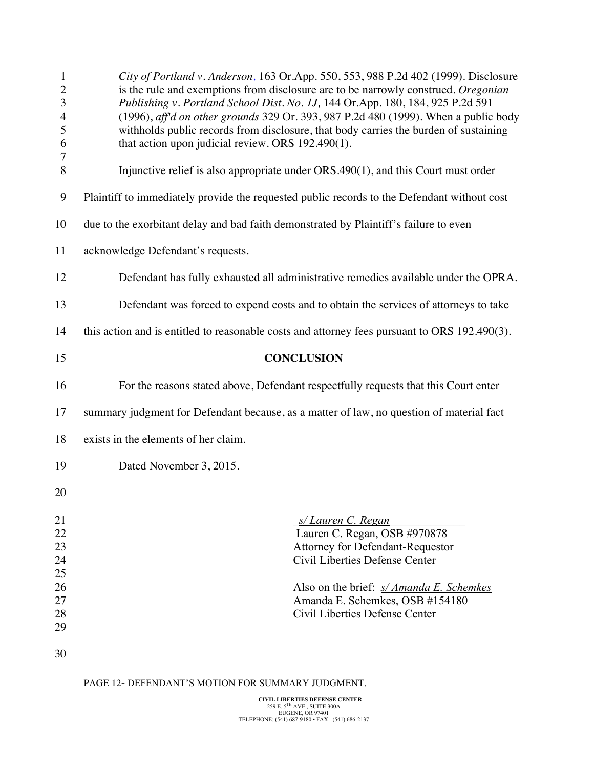> *City of Portland v. Anderson,* 163 Or.App. 550, 553, 988 P.2d 402 (1999). Disclosure is the rule and exemptions from disclosure are to be narrowly construed. *Oregonian Publishing v. Portland School Dist. No. 1J,* 144 Or.App. 180, 184, 925 P.2d 591 (1996), *aff'd on other grounds* 329 Or. 393, 987 P.2d 480 (1999). When a public body withholds public records from disclosure, that body carries the burden of sustaining that action upon judicial review. ORS 192.490(1).

Injunctive relief is also appropriate under ORS.490(1), and this Court must order Plaintiff to immediately provide the requested public records to the Defendant without cost due to the exorbitant delay and bad faith demonstrated by Plaintiff's failure to even acknowledge Defendant's requests.

Defendant has fully exhausted all administrative remedies available under the OPRA.

Defendant was forced to expend costs and to obtain the services of attorneys to take this action and is entitled to reasonable costs and attorney fees pursuant to ORS 192.490(3).

**CONCLUSION**

For the reasons stated above, Defendant respectfully requests that this Court enter summary judgment for Defendant because, as a matter of law, no question of material fact exists in the elements of her claim.

Dated November 3, 2015.

*s/ Lauren C. Regan*
Lauren C. Regan, OSB #970878
Attorney for Defendant-Requestor
Civil Liberties Defense Center

Also on the brief: *s/ Amanda E. Schemkes*
Amanda E. Schemkes, OSB #154180
Civil Liberties Defense Center

PAGE 12- DEFENDANT'S MOTION FOR SUMMARY JUDGMENT.

**CIVIL LIBERTIES DEFENSE CENTER**
259 E. 5TH AVE., SUITE 300A
EUGENE, OR 97401
TELEPHONE: (541) 687-9180 • FAX: (541) 686-2137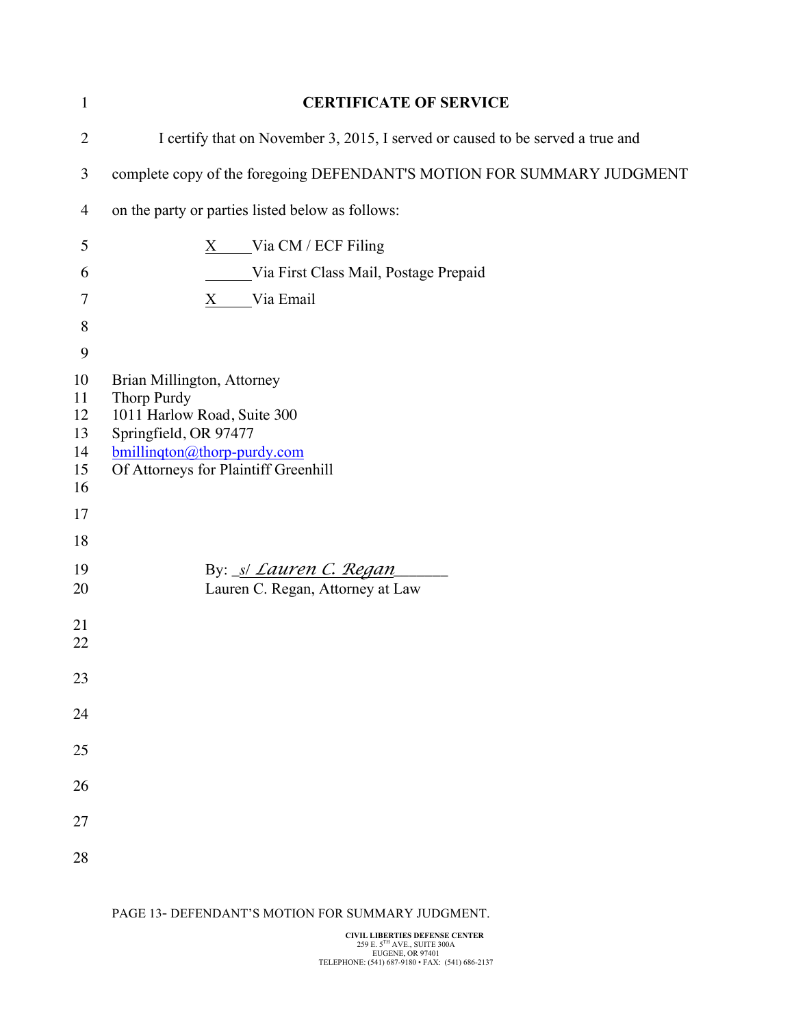## CERTIFICATE OF SERVICE

I certify that on November 3, 2015, I served or caused to be served a true and complete copy of the foregoing DEFENDANT'S MOTION FOR SUMMARY JUDGMENT on the party or parties listed below as follows:

X____Via CM / ECF Filing

______Via First Class Mail, Postage Prepaid

X____Via Email

Brian Millington, Attorney
Thorp Purdy
1011 Harlow Road, Suite 300
Springfield, OR 97477
bmillinqton@thorp-purdy.com
Of Attorneys for Plaintiff Greenhill

By: _s/ *Lauren C. Regan*______
Lauren C. Regan, Attorney at Law

PAGE 13- DEFENDANT'S MOTION FOR SUMMARY JUDGMENT.

**CIVIL LIBERTIES DEFENSE CENTER**
259 E. 5TH AVE., SUITE 300A
EUGENE, OR 97401
TELEPHONE: (541) 687-9180 • FAX: (541) 686-2137